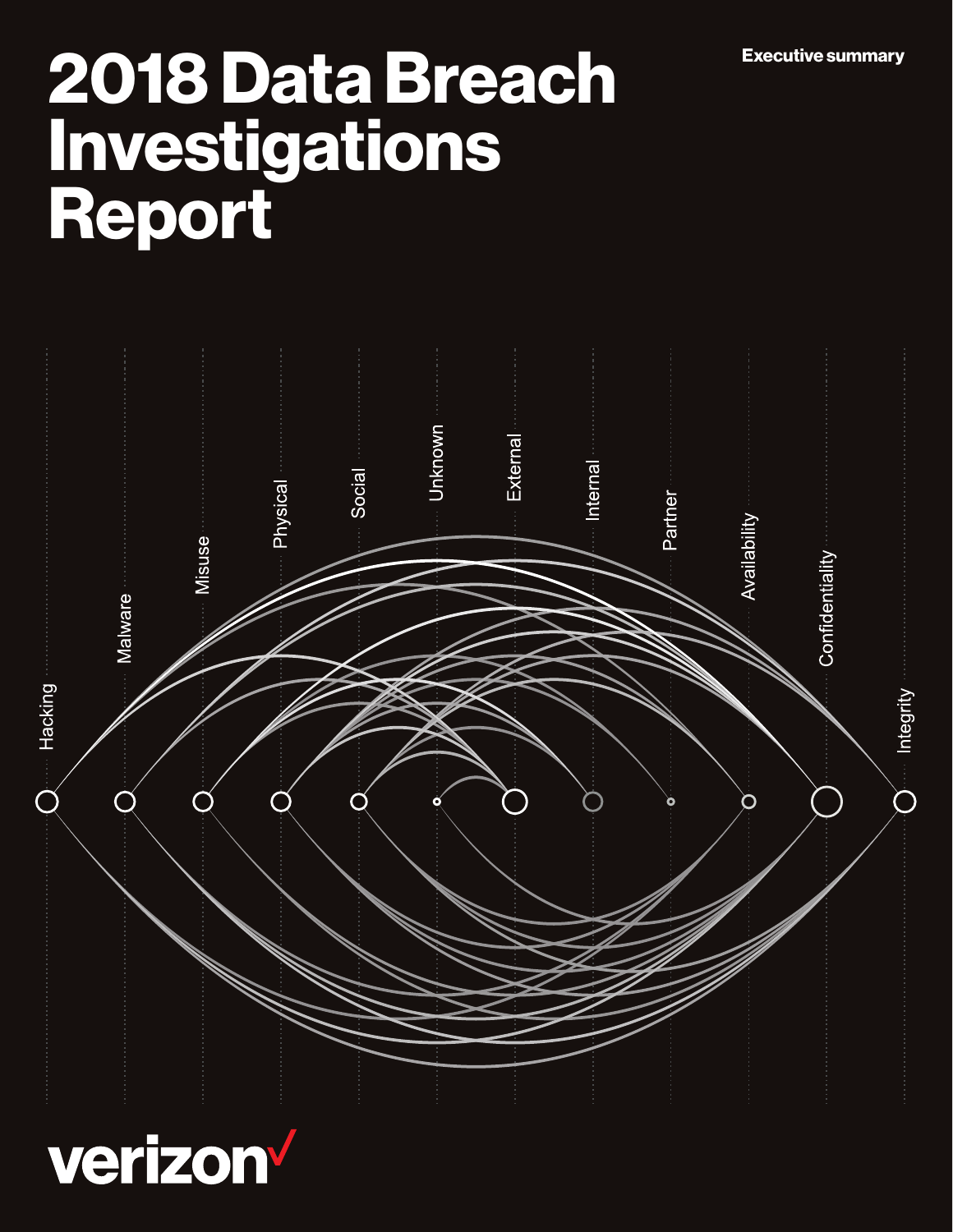Executive summary

# 2018 Data Breach Investigations Report

Hacking

Malware

Misuse

Physical

Social

Unknown

External

Internal

Partner

Availability

Confidentiality

Integrity

verizon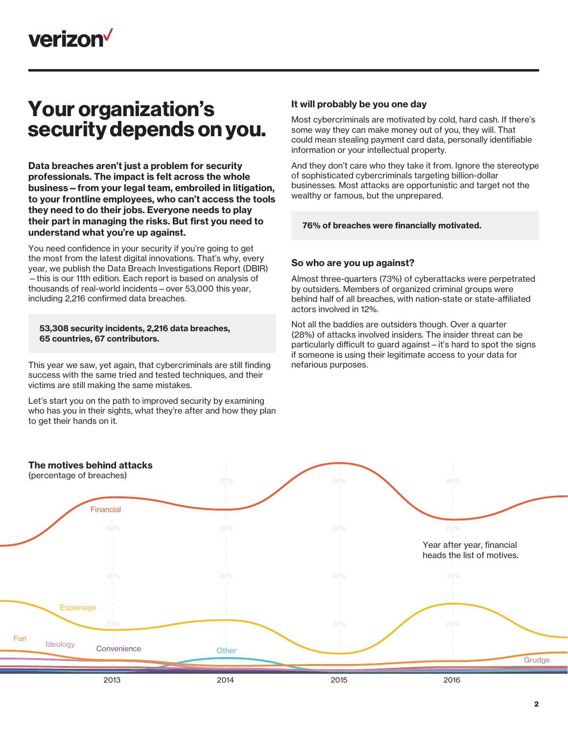# Your organization's security depends on you.

**Data breaches aren't just a problem for security professionals. The impact is felt across the whole business – from your legal team, embroiled in litigation, to your frontline employees, who can't access the tools they need to do their jobs. Everyone needs to play their part in managing the risks. But first you need to understand what you're up against.**

You need confidence in your security if you're going to get the most from the latest digital innovations. That's why, every year, we publish the Data Breach Investigations Report (DBIR) – this is our 11th edition. Each report is based on analysis of thousands of real-world incidents – over 53,000 this year, including 2,216 confirmed data breaches.

**53,308 security incidents, 2,216 data breaches, 65 countries, 67 contributors.**

This year we saw, yet again, that cybercriminals are still finding success with the same tried and tested techniques, and their victims are still making the same mistakes.

Let's start you on the path to improved security by examining who has you in their sights, what they're after and how they plan to get their hands on it.

### It will probably be you one day

Most cybercriminals are motivated by cold, hard cash. If there's some way they can make money out of you, they will. That could mean stealing payment card data, personally identifiable information or your intellectual property.

And they don't care who they take it from. Ignore the stereotype of sophisticated cybercriminals targeting billion-dollar businesses. Most attacks are opportunistic and target not the wealthy or famous, but the unprepared.

**76% of breaches were financially motivated.**

### So who are you up against?

Almost three-quarters (73%) of cyberattacks were perpetrated by outsiders. Members of organized criminal groups were behind half of all breaches, with nation-state or state-affiliated actors involved in 12%.

Not all the baddies are outsiders though. Over a quarter (28%) of attacks involved insiders. The insider threat can be particularly difficult to guard against – it's hard to spot the signs if someone is using their legitimate access to your data for nefarious purposes.

**The motives behind attacks**
(percentage of breaches)

Financial · Espionage · Fun · Ideology · Convenience · Other · Grudge

80% · 60% · 40% · 20%

2013 · 2014 · 2015 · 2016

Year after year, financial heads the list of motives.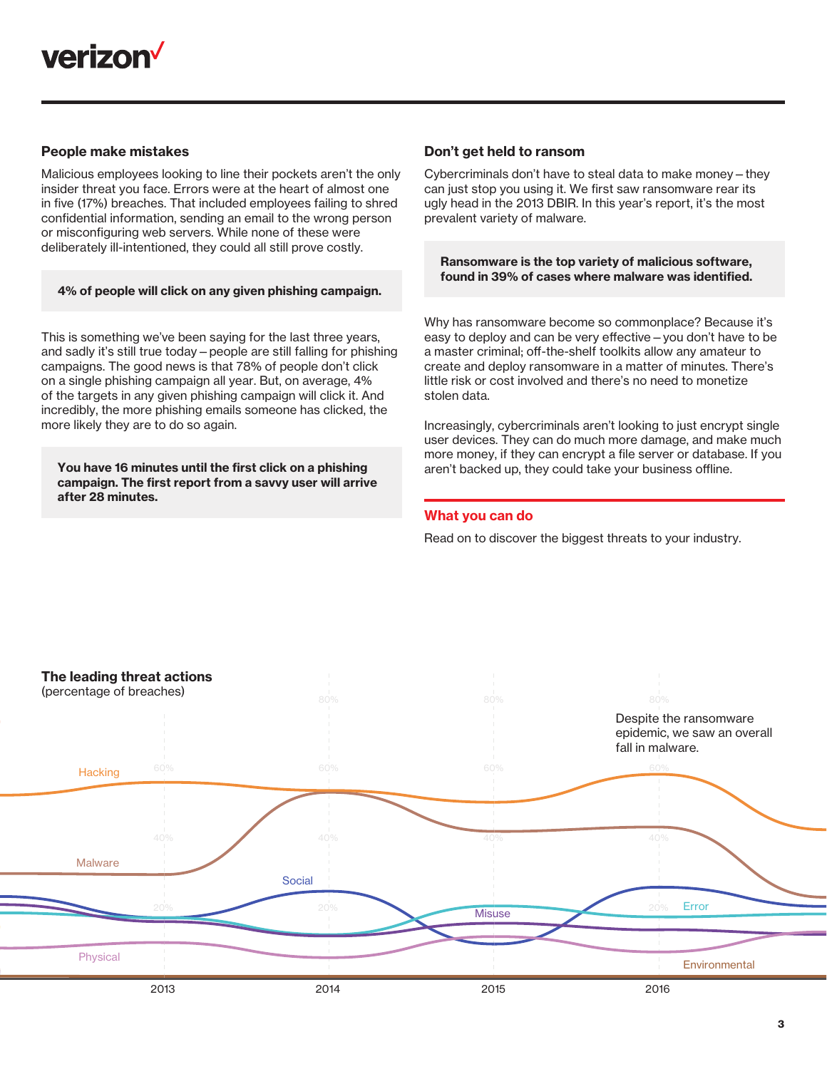## People make mistakes

Malicious employees looking to line their pockets aren't the only insider threat you face. Errors were at the heart of almost one in five (17%) breaches. That included employees failing to shred confidential information, sending an email to the wrong person or misconfiguring web servers. While none of these were deliberately ill-intentioned, they could all still prove costly.

**4% of people will click on any given phishing campaign.**

This is something we've been saying for the last three years, and sadly it's still true today – people are still falling for phishing campaigns. The good news is that 78% of people don't click on a single phishing campaign all year. But, on average, 4% of the targets in any given phishing campaign will click it. And incredibly, the more phishing emails someone has clicked, the more likely they are to do so again.

**You have 16 minutes until the first click on a phishing campaign. The first report from a savvy user will arrive after 28 minutes.**

## Don't get held to ransom

Cybercriminals don't have to steal data to make money – they can just stop you using it. We first saw ransomware rear its ugly head in the 2013 DBIR. In this year's report, it's the most prevalent variety of malware.

**Ransomware is the top variety of malicious software, found in 39% of cases where malware was identified.**

Why has ransomware become so commonplace? Because it's easy to deploy and can be very effective – you don't have to be a master criminal; off-the-shelf toolkits allow any amateur to create and deploy ransomware in a matter of minutes. There's little risk or cost involved and there's no need to monetize stolen data.

Increasingly, cybercriminals aren't looking to just encrypt single user devices. They can do much more damage, and make much more money, if they can encrypt a file server or database. If you aren't backed up, they could take your business offline.

## What you can do

Read on to discover the biggest threats to your industry.

**The leading threat actions**
(percentage of breaches)

Despite the ransomware epidemic, we saw an overall fall in malware.

Hacking, Malware, Social, Misuse, Error, Physical, Environmental

2013 | 2014 | 2015 | 2016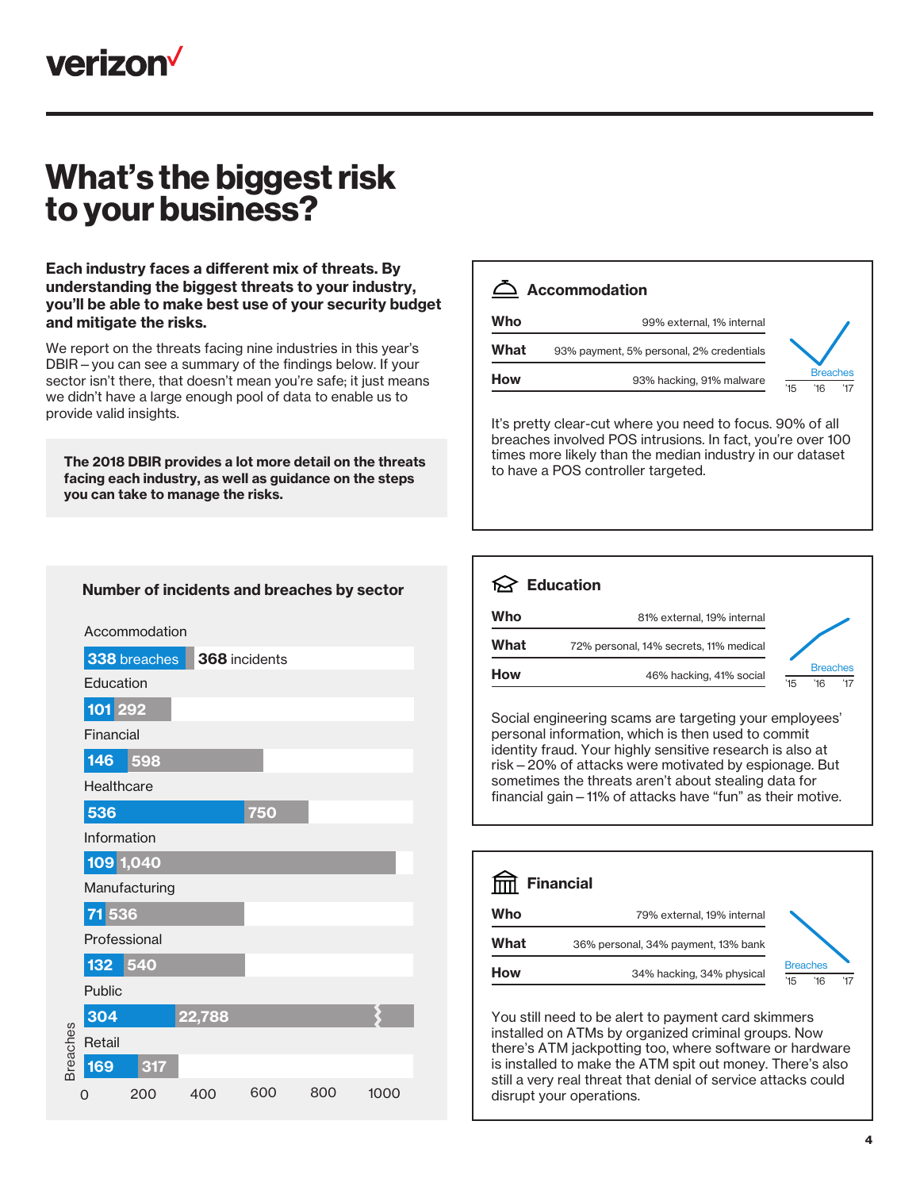# What's the biggest risk to your business?

**Each industry faces a different mix of threats. By understanding the biggest threats to your industry, you'll be able to make best use of your security budget and mitigate the risks.**

We report on the threats facing nine industries in this year's DBIR – you can see a summary of the findings below. If your sector isn't there, that doesn't mean you're safe; it just means we didn't have a large enough pool of data to enable us to provide valid insights.

**The 2018 DBIR provides a lot more detail on the threats facing each industry, as well as guidance on the steps you can take to manage the risks.**

### Number of incidents and breaches by sector

| Sector | Breaches | Incidents |
|---|---|---|
| Accommodation | 338 | 368 |
| Education | 101 | 292 |
| Financial | 146 | 598 |
| Healthcare | 536 | 750 |
| Information | 109 | 1,040 |
| Manufacturing | 71 | 536 |
| Professional | 132 | 540 |
| Public | 304 | 22,788 |
| Retail | 169 | 317 |

### Accommodation

| | |
|---|---|
| **Who** | 99% external, 1% internal |
| **What** | 93% payment, 5% personal, 2% credentials |
| **How** | 93% hacking, 91% malware |

Breaches '15 '16 '17

It's pretty clear-cut where you need to focus. 90% of all breaches involved POS intrusions. In fact, you're over 100 times more likely than the median industry in our dataset to have a POS controller targeted.

### Education

| | |
|---|---|
| **Who** | 81% external, 19% internal |
| **What** | 72% personal, 14% secrets, 11% medical |
| **How** | 46% hacking, 41% social |

Breaches '15 '16 '17

Social engineering scams are targeting your employees' personal information, which is then used to commit identity fraud. Your highly sensitive research is also at risk – 20% of attacks were motivated by espionage. But sometimes the threats aren't about stealing data for financial gain – 11% of attacks have "fun" as their motive.

### Financial

| | |
|---|---|
| **Who** | 79% external, 19% internal |
| **What** | 36% personal, 34% payment, 13% bank |
| **How** | 34% hacking, 34% physical |

Breaches '15 '16 '17

You still need to be alert to payment card skimmers installed on ATMs by organized criminal groups. Now there's ATM jackpotting too, where software or hardware is installed to make the ATM spit out money. There's also still a very real threat that denial of service attacks could disrupt your operations.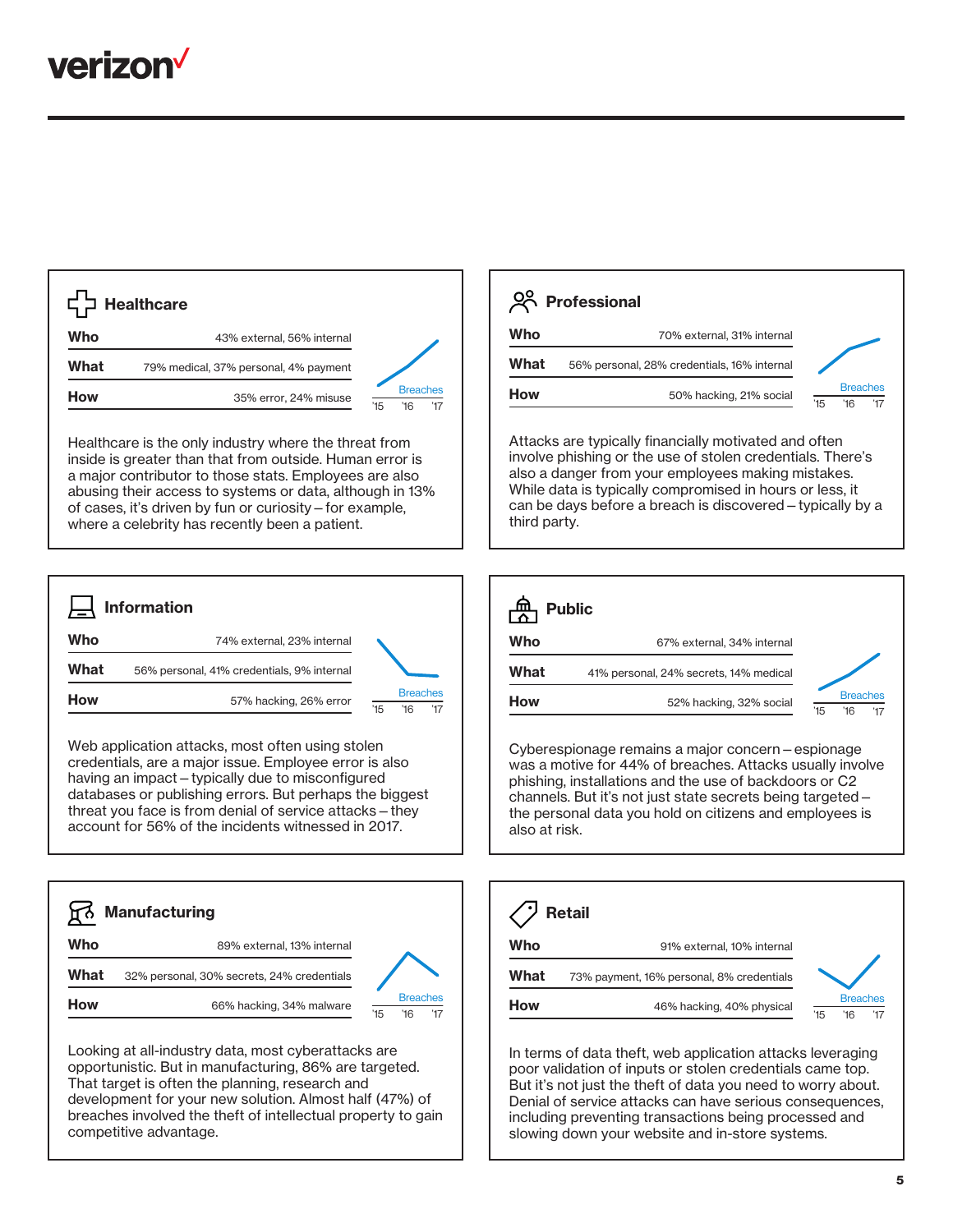## Healthcare

| | |
|---|---|
| **Who** | 43% external, 56% internal |
| **What** | 79% medical, 37% personal, 4% payment |
| **How** | 35% error, 24% misuse |

Breaches '15 '16 '17

Healthcare is the only industry where the threat from inside is greater than that from outside. Human error is a major contributor to those stats. Employees are also abusing their access to systems or data, although in 13% of cases, it's driven by fun or curiosity – for example, where a celebrity has recently been a patient.

## Professional

| | |
|---|---|
| **Who** | 70% external, 31% internal |
| **What** | 56% personal, 28% credentials, 16% internal |
| **How** | 50% hacking, 21% social |

Breaches '15 '16 '17

Attacks are typically financially motivated and often involve phishing or the use of stolen credentials. There's also a danger from your employees making mistakes. While data is typically compromised in hours or less, it can be days before a breach is discovered – typically by a third party.

## Information

| | |
|---|---|
| **Who** | 74% external, 23% internal |
| **What** | 56% personal, 41% credentials, 9% internal |
| **How** | 57% hacking, 26% error |

Breaches '15 '16 '17

Web application attacks, most often using stolen credentials, are a major issue. Employee error is also having an impact – typically due to misconfigured databases or publishing errors. But perhaps the biggest threat you face is from denial of service attacks – they account for 56% of the incidents witnessed in 2017.

## Public

| | |
|---|---|
| **Who** | 67% external, 34% internal |
| **What** | 41% personal, 24% secrets, 14% medical |
| **How** | 52% hacking, 32% social |

Breaches '15 '16 '17

Cyberespionage remains a major concern – espionage was a motive for 44% of breaches. Attacks usually involve phishing, installations and the use of backdoors or C2 channels. But it's not just state secrets being targeted – the personal data you hold on citizens and employees is also at risk.

## Manufacturing

| | |
|---|---|
| **Who** | 89% external, 13% internal |
| **What** | 32% personal, 30% secrets, 24% credentials |
| **How** | 66% hacking, 34% malware |

Breaches '15 '16 '17

Looking at all-industry data, most cyberattacks are opportunistic. But in manufacturing, 86% are targeted. That target is often the planning, research and development for your new solution. Almost half (47%) of breaches involved the theft of intellectual property to gain competitive advantage.

## Retail

| | |
|---|---|
| **Who** | 91% external, 10% internal |
| **What** | 73% payment, 16% personal, 8% credentials |
| **How** | 46% hacking, 40% physical |

Breaches '15 '16 '17

In terms of data theft, web application attacks leveraging poor validation of inputs or stolen credentials came top. But it's not just the theft of data you need to worry about. Denial of service attacks can have serious consequences, including preventing transactions being processed and slowing down your website and in-store systems.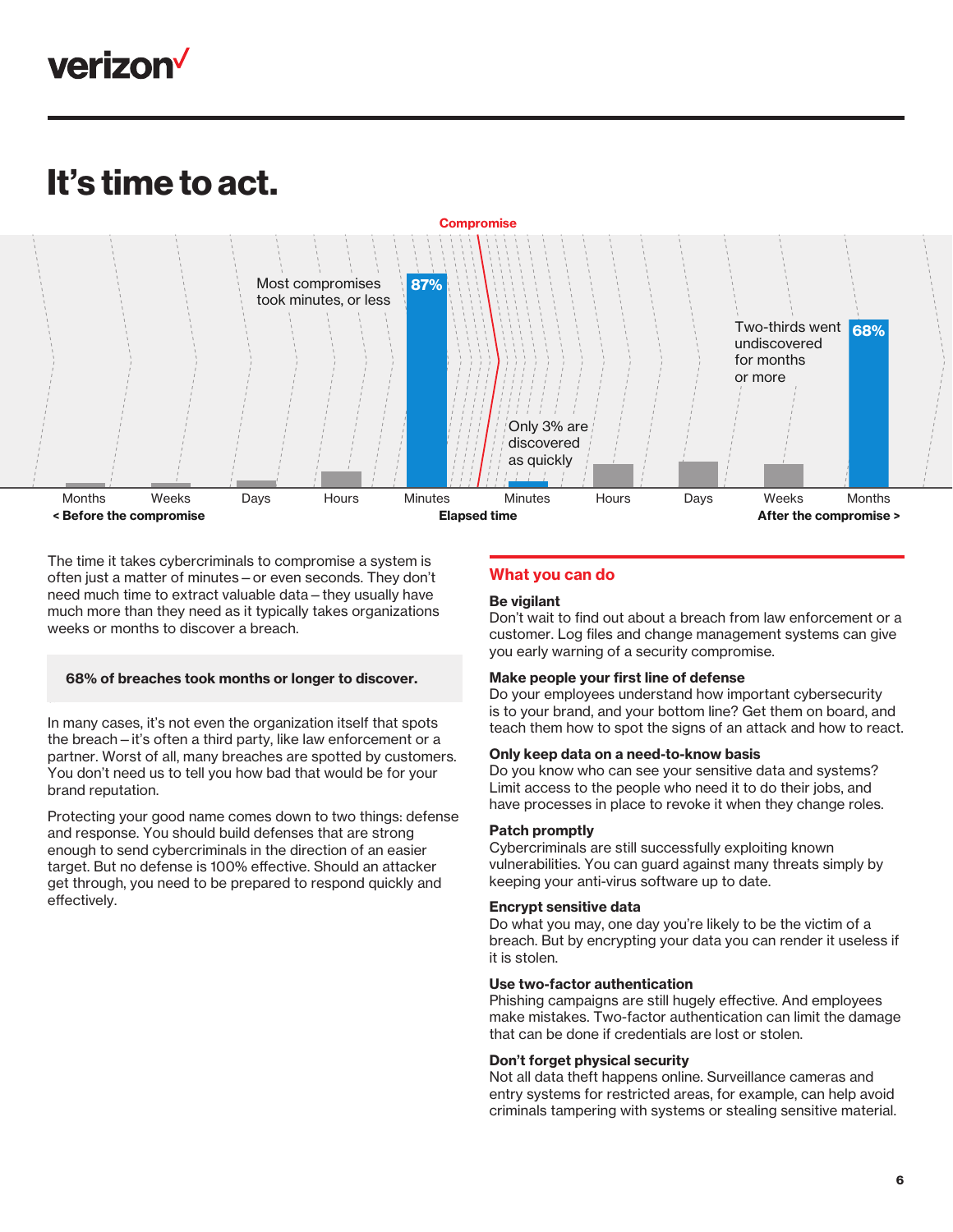# It's time to act.

Compromise

Most compromises took minutes, or less **87%**

Only 3% are discovered as quickly

Two-thirds went undiscovered for months or more **68%**

Months | Weeks | Days | Hours | Minutes | Minutes | Hours | Days | Weeks | Months

**< Before the compromise** | **Elapsed time** | **After the compromise >**

The time it takes cybercriminals to compromise a system is often just a matter of minutes – or even seconds. They don't need much time to extract valuable data – they usually have much more than they need as it typically takes organizations weeks or months to discover a breach.

**68% of breaches took months or longer to discover.**

In many cases, it's not even the organization itself that spots the breach – it's often a third party, like law enforcement or a partner. Worst of all, many breaches are spotted by customers. You don't need us to tell you how bad that would be for your brand reputation.

Protecting your good name comes down to two things: defense and response. You should build defenses that are strong enough to send cybercriminals in the direction of an easier target. But no defense is 100% effective. Should an attacker get through, you need to be prepared to respond quickly and effectively.

## What you can do

**Be vigilant**
Don't wait to find out about a breach from law enforcement or a customer. Log files and change management systems can give you early warning of a security compromise.

**Make people your first line of defense**
Do your employees understand how important cybersecurity is to your brand, and your bottom line? Get them on board, and teach them how to spot the signs of an attack and how to react.

**Only keep data on a need-to-know basis**
Do you know who can see your sensitive data and systems? Limit access to the people who need it to do their jobs, and have processes in place to revoke it when they change roles.

**Patch promptly**
Cybercriminals are still successfully exploiting known vulnerabilities. You can guard against many threats simply by keeping your anti-virus software up to date.

**Encrypt sensitive data**
Do what you may, one day you're likely to be the victim of a breach. But by encrypting your data you can render it useless if it is stolen.

**Use two-factor authentication**
Phishing campaigns are still hugely effective. And employees make mistakes. Two-factor authentication can limit the damage that can be done if credentials are lost or stolen.

**Don't forget physical security**
Not all data theft happens online. Surveillance cameras and entry systems for restricted areas, for example, can help avoid criminals tampering with systems or stealing sensitive material.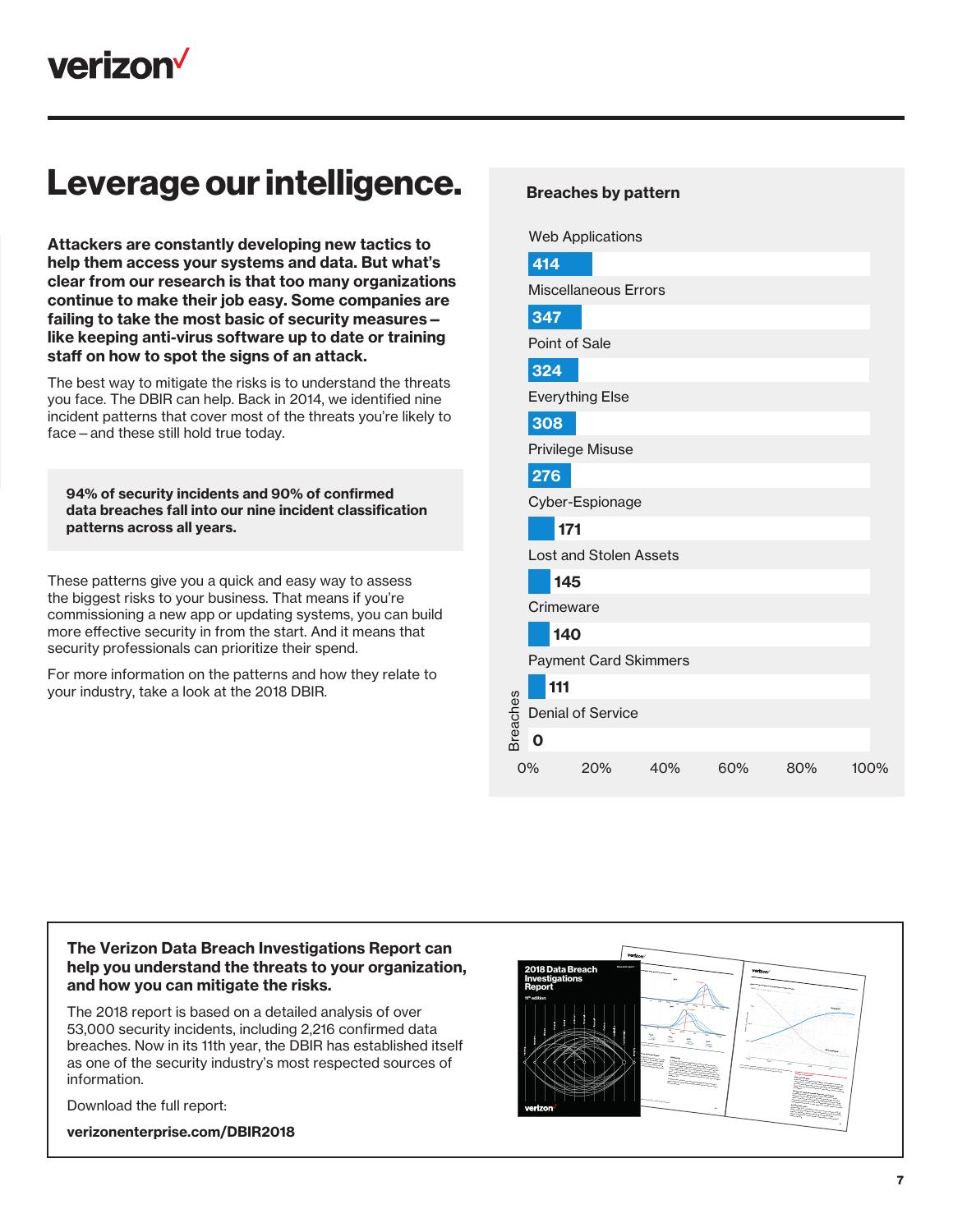# Leverage our intelligence.

**Attackers are constantly developing new tactics to help them access your systems and data. But what's clear from our research is that too many organizations continue to make their job easy. Some companies are failing to take the most basic of security measures – like keeping anti-virus software up to date or training staff on how to spot the signs of an attack.**

The best way to mitigate the risks is to understand the threats you face. The DBIR can help. Back in 2014, we identified nine incident patterns that cover most of the threats you're likely to face – and these still hold true today.

**94% of security incidents and 90% of confirmed data breaches fall into our nine incident classification patterns across all years.**

These patterns give you a quick and easy way to assess the biggest risks to your business. That means if you're commissioning a new app or updating systems, you can build more effective security in from the start. And it means that security professionals can prioritize their spend.

For more information on the patterns and how they relate to your industry, take a look at the 2018 DBIR.

**Breaches by pattern**

| Pattern | Breaches |
| --- | --- |
| Web Applications | 414 |
| Miscellaneous Errors | 347 |
| Point of Sale | 324 |
| Everything Else | 308 |
| Privilege Misuse | 276 |
| Cyber-Espionage | 171 |
| Lost and Stolen Assets | 145 |
| Crimeware | 140 |
| Payment Card Skimmers | 111 |
| Denial of Service | 0 |

**The Verizon Data Breach Investigations Report can help you understand the threats to your organization, and how you can mitigate the risks.**

The 2018 report is based on a detailed analysis of over 53,000 security incidents, including 2,216 confirmed data breaches. Now in its 11th year, the DBIR has established itself as one of the security industry's most respected sources of information.

Download the full report:

**verizonenterprise.com/DBIR2018**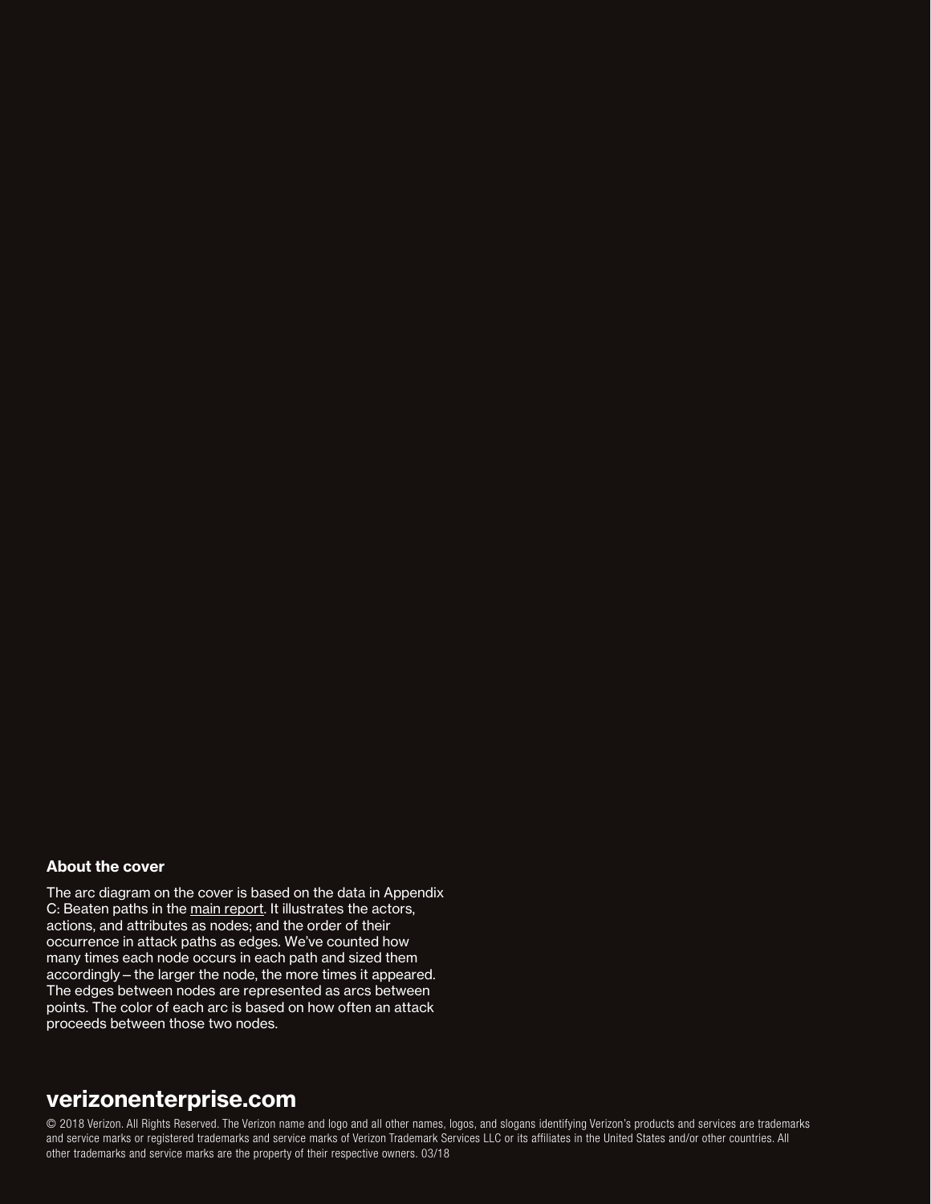### About the cover

The arc diagram on the cover is based on the data in Appendix C: Beaten paths in the main report. It illustrates the actors, actions, and attributes as nodes; and the order of their occurrence in attack paths as edges. We've counted how many times each node occurs in each path and sized them accordingly – the larger the node, the more times it appeared. The edges between nodes are represented as arcs between points. The color of each arc is based on how often an attack proceeds between those two nodes.

## verizonenterprise.com

© 2018 Verizon. All Rights Reserved. The Verizon name and logo and all other names, logos, and slogans identifying Verizon's products and services are trademarks and service marks or registered trademarks and service marks of Verizon Trademark Services LLC or its affiliates in the United States and/or other countries. All other trademarks and service marks are the property of their respective owners. 03/18